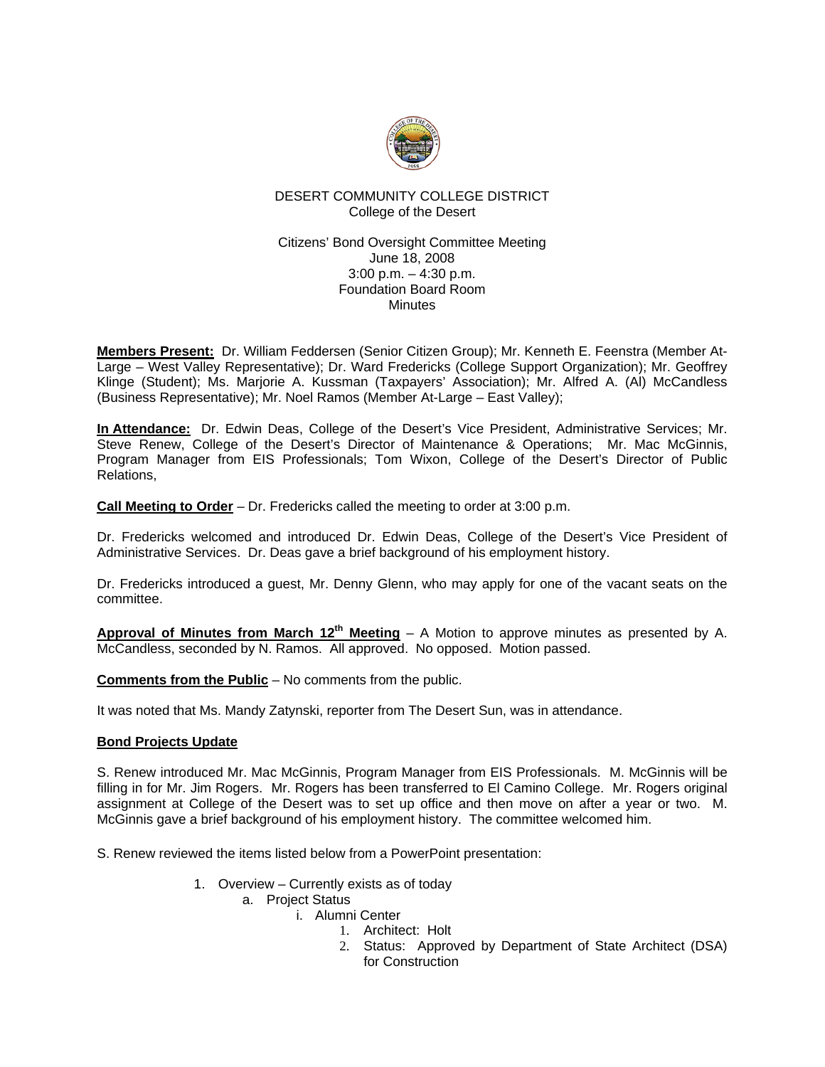DESERT COMMUNITY COLLEGE DISTRICT
College of the Desert

Citizens' Bond Oversight Committee Meeting
June 18, 2008
3:00 p.m. – 4:30 p.m.
Foundation Board Room
Minutes

**Members Present:** Dr. William Feddersen (Senior Citizen Group); Mr. Kenneth E. Feenstra (Member At-Large – West Valley Representative); Dr. Ward Fredericks (College Support Organization); Mr. Geoffrey Klinge (Student); Ms. Marjorie A. Kussman (Taxpayers' Association); Mr. Alfred A. (Al) McCandless (Business Representative); Mr. Noel Ramos (Member At-Large – East Valley);

**In Attendance:** Dr. Edwin Deas, College of the Desert's Vice President, Administrative Services; Mr. Steve Renew, College of the Desert's Director of Maintenance & Operations; Mr. Mac McGinnis, Program Manager from EIS Professionals; Tom Wixon, College of the Desert's Director of Public Relations,

**Call Meeting to Order** – Dr. Fredericks called the meeting to order at 3:00 p.m.

Dr. Fredericks welcomed and introduced Dr. Edwin Deas, College of the Desert's Vice President of Administrative Services. Dr. Deas gave a brief background of his employment history.

Dr. Fredericks introduced a guest, Mr. Denny Glenn, who may apply for one of the vacant seats on the committee.

**Approval of Minutes from March 12th Meeting** – A Motion to approve minutes as presented by A. McCandless, seconded by N. Ramos. All approved. No opposed. Motion passed.

**Comments from the Public** – No comments from the public.

It was noted that Ms. Mandy Zatynski, reporter from The Desert Sun, was in attendance.

**Bond Projects Update**

S. Renew introduced Mr. Mac McGinnis, Program Manager from EIS Professionals. M. McGinnis will be filling in for Mr. Jim Rogers. Mr. Rogers has been transferred to El Camino College. Mr. Rogers original assignment at College of the Desert was to set up office and then move on after a year or two. M. McGinnis gave a brief background of his employment history. The committee welcomed him.

S. Renew reviewed the items listed below from a PowerPoint presentation:

1. Overview – Currently exists as of today
   a. Project Status
      i. Alumni Center
         1. Architect: Holt
         2. Status: Approved by Department of State Architect (DSA) for Construction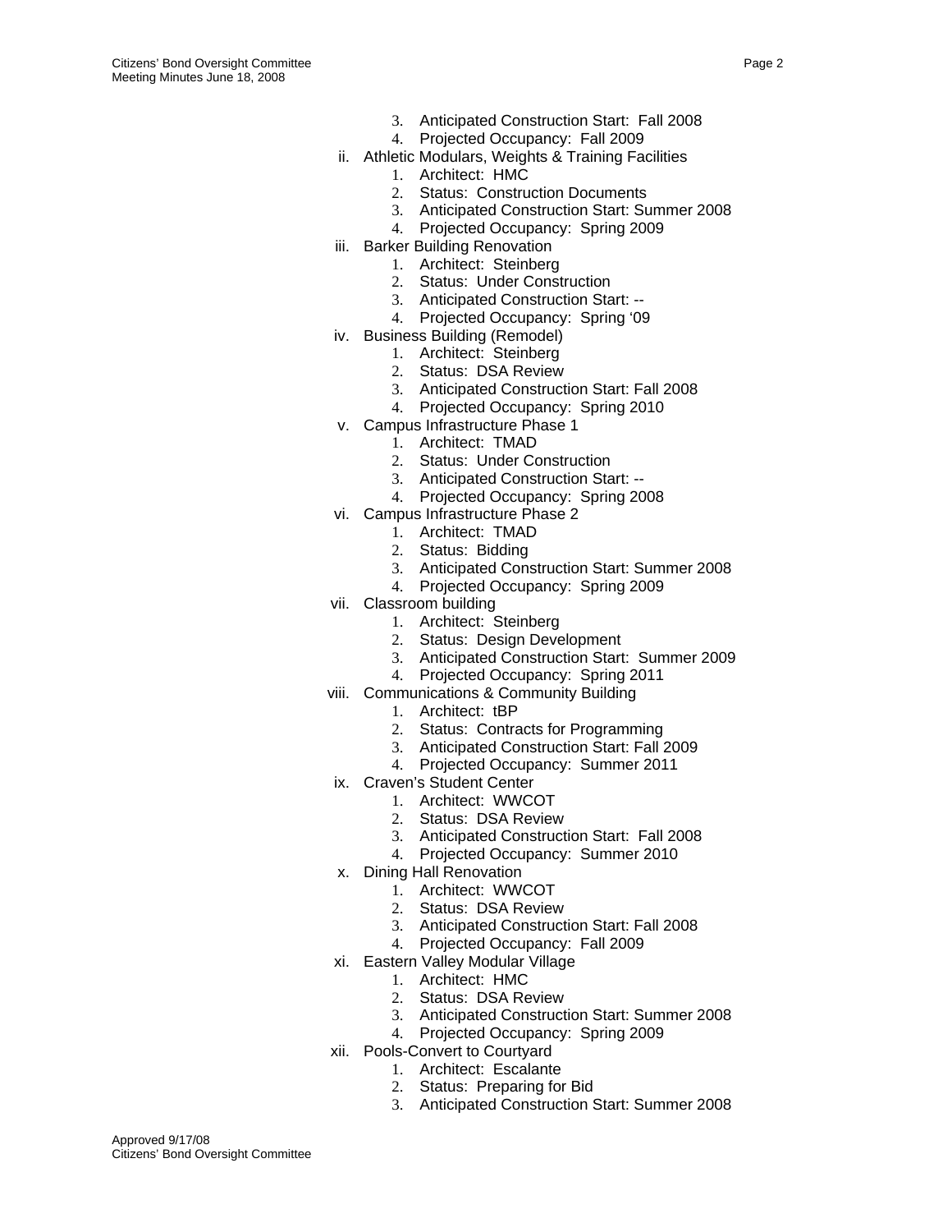3. Anticipated Construction Start: Fall 2008
4. Projected Occupancy: Fall 2009

ii. Athletic Modulars, Weights & Training Facilities
1. Architect: HMC
2. Status: Construction Documents
3. Anticipated Construction Start: Summer 2008
4. Projected Occupancy: Spring 2009

iii. Barker Building Renovation
1. Architect: Steinberg
2. Status: Under Construction
3. Anticipated Construction Start: --
4. Projected Occupancy: Spring '09

iv. Business Building (Remodel)
1. Architect: Steinberg
2. Status: DSA Review
3. Anticipated Construction Start: Fall 2008
4. Projected Occupancy: Spring 2010

v. Campus Infrastructure Phase 1
1. Architect: TMAD
2. Status: Under Construction
3. Anticipated Construction Start: --
4. Projected Occupancy: Spring 2008

vi. Campus Infrastructure Phase 2
1. Architect: TMAD
2. Status: Bidding
3. Anticipated Construction Start: Summer 2008
4. Projected Occupancy: Spring 2009

vii. Classroom building
1. Architect: Steinberg
2. Status: Design Development
3. Anticipated Construction Start: Summer 2009
4. Projected Occupancy: Spring 2011

viii. Communications & Community Building
1. Architect: tBP
2. Status: Contracts for Programming
3. Anticipated Construction Start: Fall 2009
4. Projected Occupancy: Summer 2011

ix. Craven's Student Center
1. Architect: WWCOT
2. Status: DSA Review
3. Anticipated Construction Start: Fall 2008
4. Projected Occupancy: Summer 2010

x. Dining Hall Renovation
1. Architect: WWCOT
2. Status: DSA Review
3. Anticipated Construction Start: Fall 2008
4. Projected Occupancy: Fall 2009

xi. Eastern Valley Modular Village
1. Architect: HMC
2. Status: DSA Review
3. Anticipated Construction Start: Summer 2008
4. Projected Occupancy: Spring 2009

xii. Pools-Convert to Courtyard
1. Architect: Escalante
2. Status: Preparing for Bid
3. Anticipated Construction Start: Summer 2008

Approved 9/17/08
Citizens' Bond Oversight Committee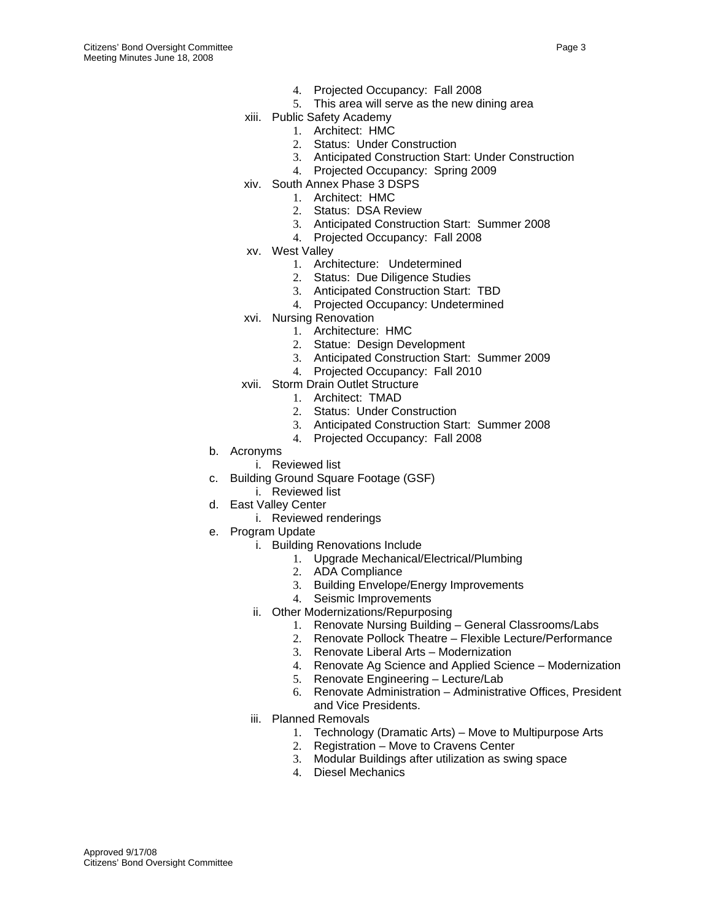4. Projected Occupancy: Fall 2008
      5. This area will serve as the new dining area
   xiii. Public Safety Academy
      1. Architect: HMC
      2. Status: Under Construction
      3. Anticipated Construction Start: Under Construction
      4. Projected Occupancy: Spring 2009
   xiv. South Annex Phase 3 DSPS
      1. Architect: HMC
      2. Status: DSA Review
      3. Anticipated Construction Start: Summer 2008
      4. Projected Occupancy: Fall 2008
   xv. West Valley
      1. Architecture: Undetermined
      2. Status: Due Diligence Studies
      3. Anticipated Construction Start: TBD
      4. Projected Occupancy: Undetermined
   xvi. Nursing Renovation
      1. Architecture: HMC
      2. Statue: Design Development
      3. Anticipated Construction Start: Summer 2009
      4. Projected Occupancy: Fall 2010
   xvii. Storm Drain Outlet Structure
      1. Architect: TMAD
      2. Status: Under Construction
      3. Anticipated Construction Start: Summer 2008
      4. Projected Occupancy: Fall 2008

b. Acronyms
   i. Reviewed list

c. Building Ground Square Footage (GSF)
   i. Reviewed list

d. East Valley Center
   i. Reviewed renderings

e. Program Update
   i. Building Renovations Include
      1. Upgrade Mechanical/Electrical/Plumbing
      2. ADA Compliance
      3. Building Envelope/Energy Improvements
      4. Seismic Improvements
   ii. Other Modernizations/Repurposing
      1. Renovate Nursing Building – General Classrooms/Labs
      2. Renovate Pollock Theatre – Flexible Lecture/Performance
      3. Renovate Liberal Arts – Modernization
      4. Renovate Ag Science and Applied Science – Modernization
      5. Renovate Engineering – Lecture/Lab
      6. Renovate Administration – Administrative Offices, President and Vice Presidents.
   iii. Planned Removals
      1. Technology (Dramatic Arts) – Move to Multipurpose Arts
      2. Registration – Move to Cravens Center
      3. Modular Buildings after utilization as swing space
      4. Diesel Mechanics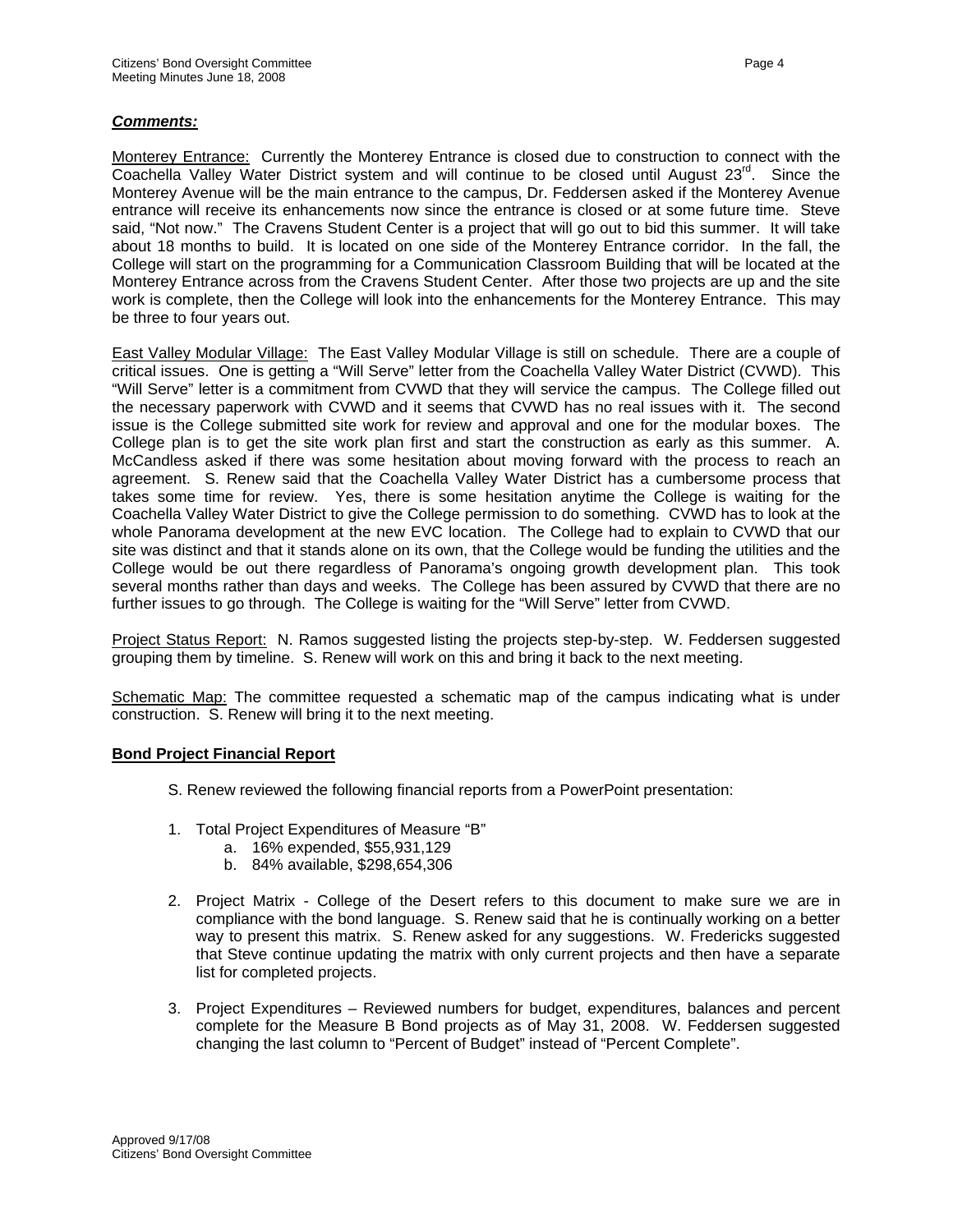***Comments:***

Monterey Entrance: Currently the Monterey Entrance is closed due to construction to connect with the Coachella Valley Water District system and will continue to be closed until August 23rd. Since the Monterey Avenue will be the main entrance to the campus, Dr. Feddersen asked if the Monterey Avenue entrance will receive its enhancements now since the entrance is closed or at some future time. Steve said, "Not now." The Cravens Student Center is a project that will go out to bid this summer. It will take about 18 months to build. It is located on one side of the Monterey Entrance corridor. In the fall, the College will start on the programming for a Communication Classroom Building that will be located at the Monterey Entrance across from the Cravens Student Center. After those two projects are up and the site work is complete, then the College will look into the enhancements for the Monterey Entrance. This may be three to four years out.

East Valley Modular Village: The East Valley Modular Village is still on schedule. There are a couple of critical issues. One is getting a "Will Serve" letter from the Coachella Valley Water District (CVWD). This "Will Serve" letter is a commitment from CVWD that they will service the campus. The College filled out the necessary paperwork with CVWD and it seems that CVWD has no real issues with it. The second issue is the College submitted site work for review and approval and one for the modular boxes. The College plan is to get the site work plan first and start the construction as early as this summer. A. McCandless asked if there was some hesitation about moving forward with the process to reach an agreement. S. Renew said that the Coachella Valley Water District has a cumbersome process that takes some time for review. Yes, there is some hesitation anytime the College is waiting for the Coachella Valley Water District to give the College permission to do something. CVWD has to look at the whole Panorama development at the new EVC location. The College had to explain to CVWD that our site was distinct and that it stands alone on its own, that the College would be funding the utilities and the College would be out there regardless of Panorama's ongoing growth development plan. This took several months rather than days and weeks. The College has been assured by CVWD that there are no further issues to go through. The College is waiting for the "Will Serve" letter from CVWD.

Project Status Report: N. Ramos suggested listing the projects step-by-step. W. Feddersen suggested grouping them by timeline. S. Renew will work on this and bring it back to the next meeting.

Schematic Map: The committee requested a schematic map of the campus indicating what is under construction. S. Renew will bring it to the next meeting.

**Bond Project Financial Report**

S. Renew reviewed the following financial reports from a PowerPoint presentation:

1. Total Project Expenditures of Measure "B"
   a. 16% expended, $55,931,129
   b. 84% available, $298,654,306

2. Project Matrix - College of the Desert refers to this document to make sure we are in compliance with the bond language. S. Renew said that he is continually working on a better way to present this matrix. S. Renew asked for any suggestions. W. Fredericks suggested that Steve continue updating the matrix with only current projects and then have a separate list for completed projects.

3. Project Expenditures – Reviewed numbers for budget, expenditures, balances and percent complete for the Measure B Bond projects as of May 31, 2008. W. Feddersen suggested changing the last column to "Percent of Budget" instead of "Percent Complete".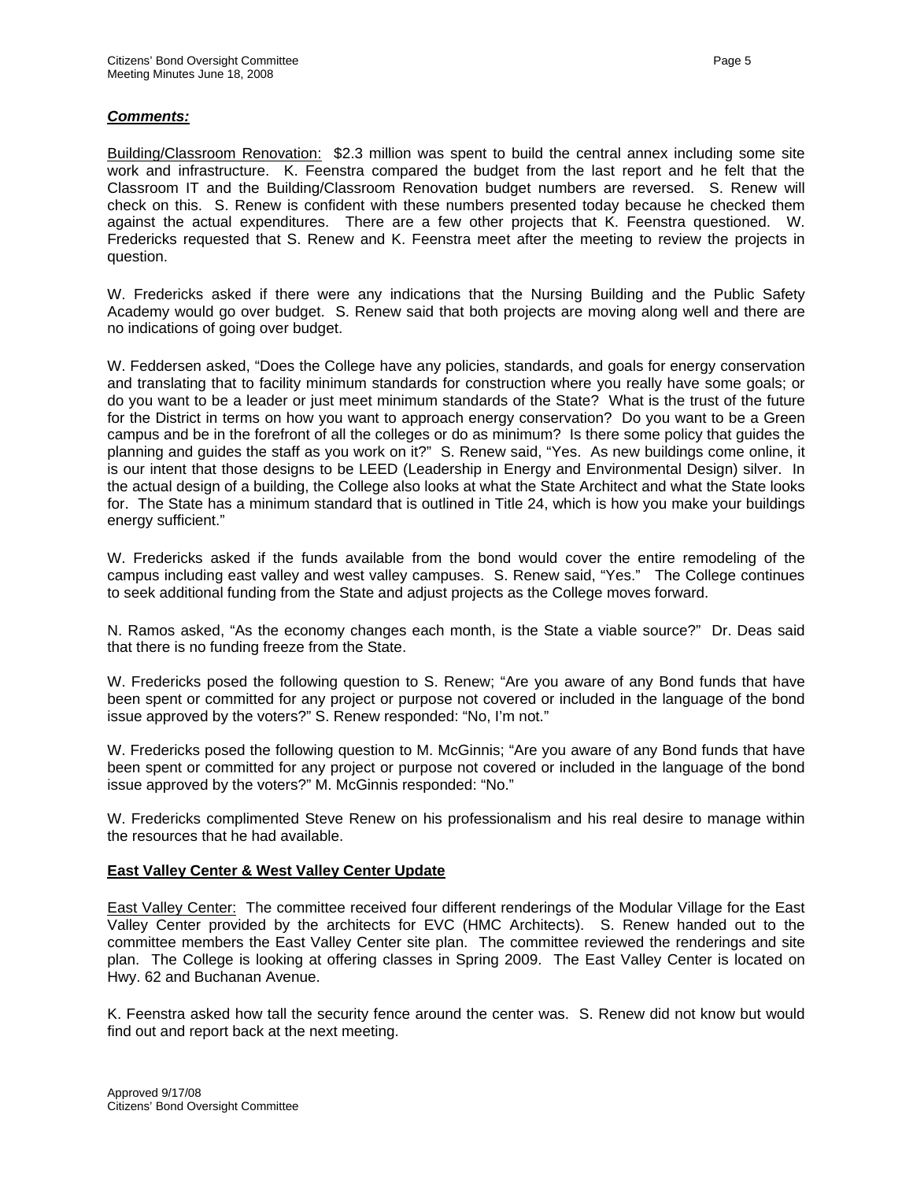***Comments:***

Building/Classroom Renovation: $2.3 million was spent to build the central annex including some site work and infrastructure. K. Feenstra compared the budget from the last report and he felt that the Classroom IT and the Building/Classroom Renovation budget numbers are reversed. S. Renew will check on this. S. Renew is confident with these numbers presented today because he checked them against the actual expenditures. There are a few other projects that K. Feenstra questioned. W. Fredericks requested that S. Renew and K. Feenstra meet after the meeting to review the projects in question.

W. Fredericks asked if there were any indications that the Nursing Building and the Public Safety Academy would go over budget. S. Renew said that both projects are moving along well and there are no indications of going over budget.

W. Feddersen asked, "Does the College have any policies, standards, and goals for energy conservation and translating that to facility minimum standards for construction where you really have some goals; or do you want to be a leader or just meet minimum standards of the State? What is the trust of the future for the District in terms on how you want to approach energy conservation? Do you want to be a Green campus and be in the forefront of all the colleges or do as minimum? Is there some policy that guides the planning and guides the staff as you work on it?" S. Renew said, "Yes. As new buildings come online, it is our intent that those designs to be LEED (Leadership in Energy and Environmental Design) silver. In the actual design of a building, the College also looks at what the State Architect and what the State looks for. The State has a minimum standard that is outlined in Title 24, which is how you make your buildings energy sufficient."

W. Fredericks asked if the funds available from the bond would cover the entire remodeling of the campus including east valley and west valley campuses. S. Renew said, "Yes." The College continues to seek additional funding from the State and adjust projects as the College moves forward.

N. Ramos asked, "As the economy changes each month, is the State a viable source?" Dr. Deas said that there is no funding freeze from the State.

W. Fredericks posed the following question to S. Renew; "Are you aware of any Bond funds that have been spent or committed for any project or purpose not covered or included in the language of the bond issue approved by the voters?" S. Renew responded: "No, I'm not."

W. Fredericks posed the following question to M. McGinnis; "Are you aware of any Bond funds that have been spent or committed for any project or purpose not covered or included in the language of the bond issue approved by the voters?" M. McGinnis responded: "No."

W. Fredericks complimented Steve Renew on his professionalism and his real desire to manage within the resources that he had available.

**East Valley Center & West Valley Center Update**

East Valley Center: The committee received four different renderings of the Modular Village for the East Valley Center provided by the architects for EVC (HMC Architects). S. Renew handed out to the committee members the East Valley Center site plan. The committee reviewed the renderings and site plan. The College is looking at offering classes in Spring 2009. The East Valley Center is located on Hwy. 62 and Buchanan Avenue.

K. Feenstra asked how tall the security fence around the center was. S. Renew did not know but would find out and report back at the next meeting.

Approved 9/17/08
Citizens' Bond Oversight Committee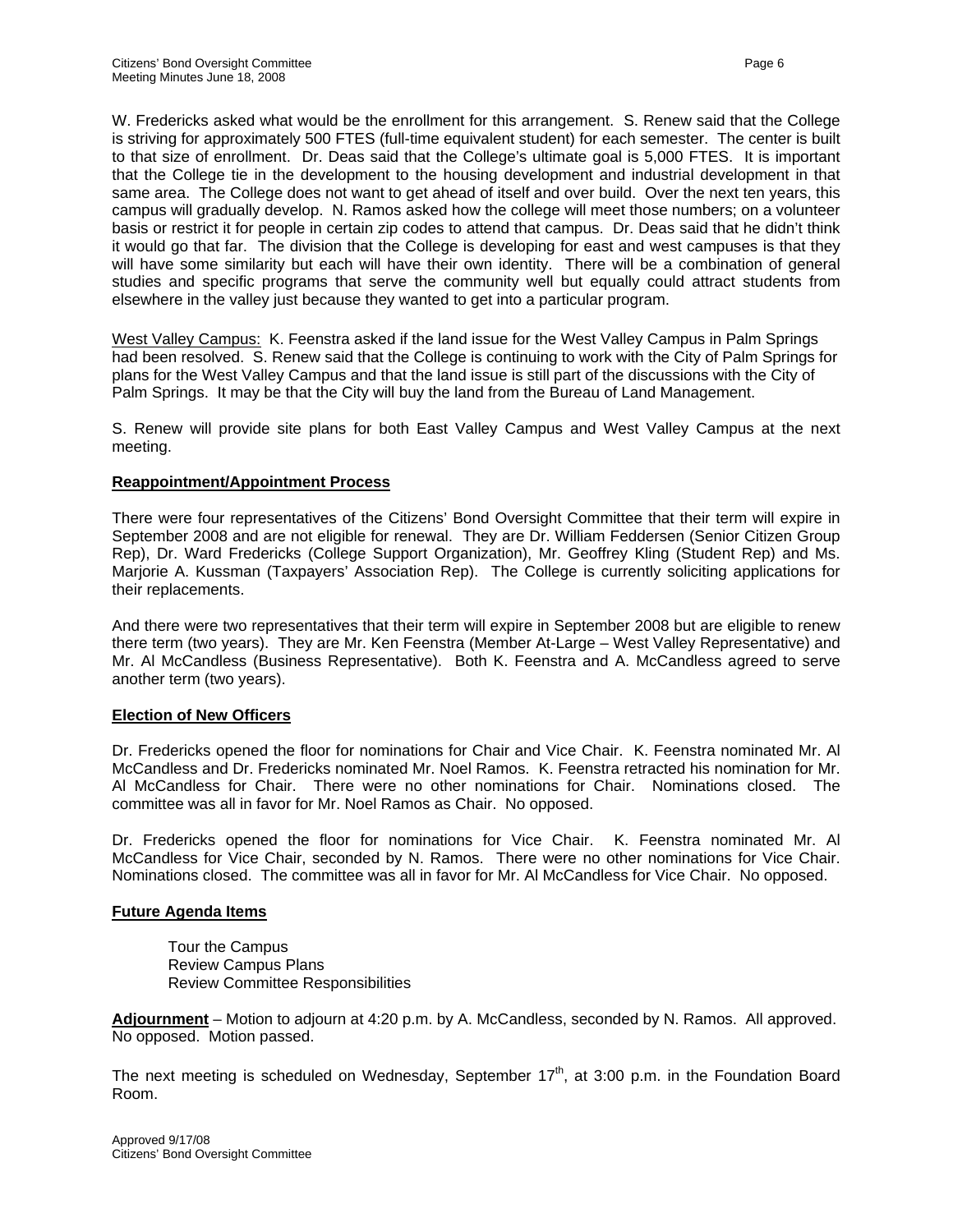W. Fredericks asked what would be the enrollment for this arrangement. S. Renew said that the College is striving for approximately 500 FTES (full-time equivalent student) for each semester. The center is built to that size of enrollment. Dr. Deas said that the College's ultimate goal is 5,000 FTES. It is important that the College tie in the development to the housing development and industrial development in that same area. The College does not want to get ahead of itself and over build. Over the next ten years, this campus will gradually develop. N. Ramos asked how the college will meet those numbers; on a volunteer basis or restrict it for people in certain zip codes to attend that campus. Dr. Deas said that he didn't think it would go that far. The division that the College is developing for east and west campuses is that they will have some similarity but each will have their own identity. There will be a combination of general studies and specific programs that serve the community well but equally could attract students from elsewhere in the valley just because they wanted to get into a particular program.

West Valley Campus: K. Feenstra asked if the land issue for the West Valley Campus in Palm Springs had been resolved. S. Renew said that the College is continuing to work with the City of Palm Springs for plans for the West Valley Campus and that the land issue is still part of the discussions with the City of Palm Springs. It may be that the City will buy the land from the Bureau of Land Management.

S. Renew will provide site plans for both East Valley Campus and West Valley Campus at the next meeting.

**Reappointment/Appointment Process**

There were four representatives of the Citizens' Bond Oversight Committee that their term will expire in September 2008 and are not eligible for renewal. They are Dr. William Feddersen (Senior Citizen Group Rep), Dr. Ward Fredericks (College Support Organization), Mr. Geoffrey Kling (Student Rep) and Ms. Marjorie A. Kussman (Taxpayers' Association Rep). The College is currently soliciting applications for their replacements.

And there were two representatives that their term will expire in September 2008 but are eligible to renew there term (two years). They are Mr. Ken Feenstra (Member At-Large – West Valley Representative) and Mr. Al McCandless (Business Representative). Both K. Feenstra and A. McCandless agreed to serve another term (two years).

**Election of New Officers**

Dr. Fredericks opened the floor for nominations for Chair and Vice Chair. K. Feenstra nominated Mr. Al McCandless and Dr. Fredericks nominated Mr. Noel Ramos. K. Feenstra retracted his nomination for Mr. Al McCandless for Chair. There were no other nominations for Chair. Nominations closed. The committee was all in favor for Mr. Noel Ramos as Chair. No opposed.

Dr. Fredericks opened the floor for nominations for Vice Chair. K. Feenstra nominated Mr. Al McCandless for Vice Chair, seconded by N. Ramos. There were no other nominations for Vice Chair. Nominations closed. The committee was all in favor for Mr. Al McCandless for Vice Chair. No opposed.

**Future Agenda Items**

Tour the Campus
Review Campus Plans
Review Committee Responsibilities

**Adjournment** – Motion to adjourn at 4:20 p.m. by A. McCandless, seconded by N. Ramos. All approved. No opposed. Motion passed.

The next meeting is scheduled on Wednesday, September 17th, at 3:00 p.m. in the Foundation Board Room.

Approved 9/17/08
Citizens' Bond Oversight Committee